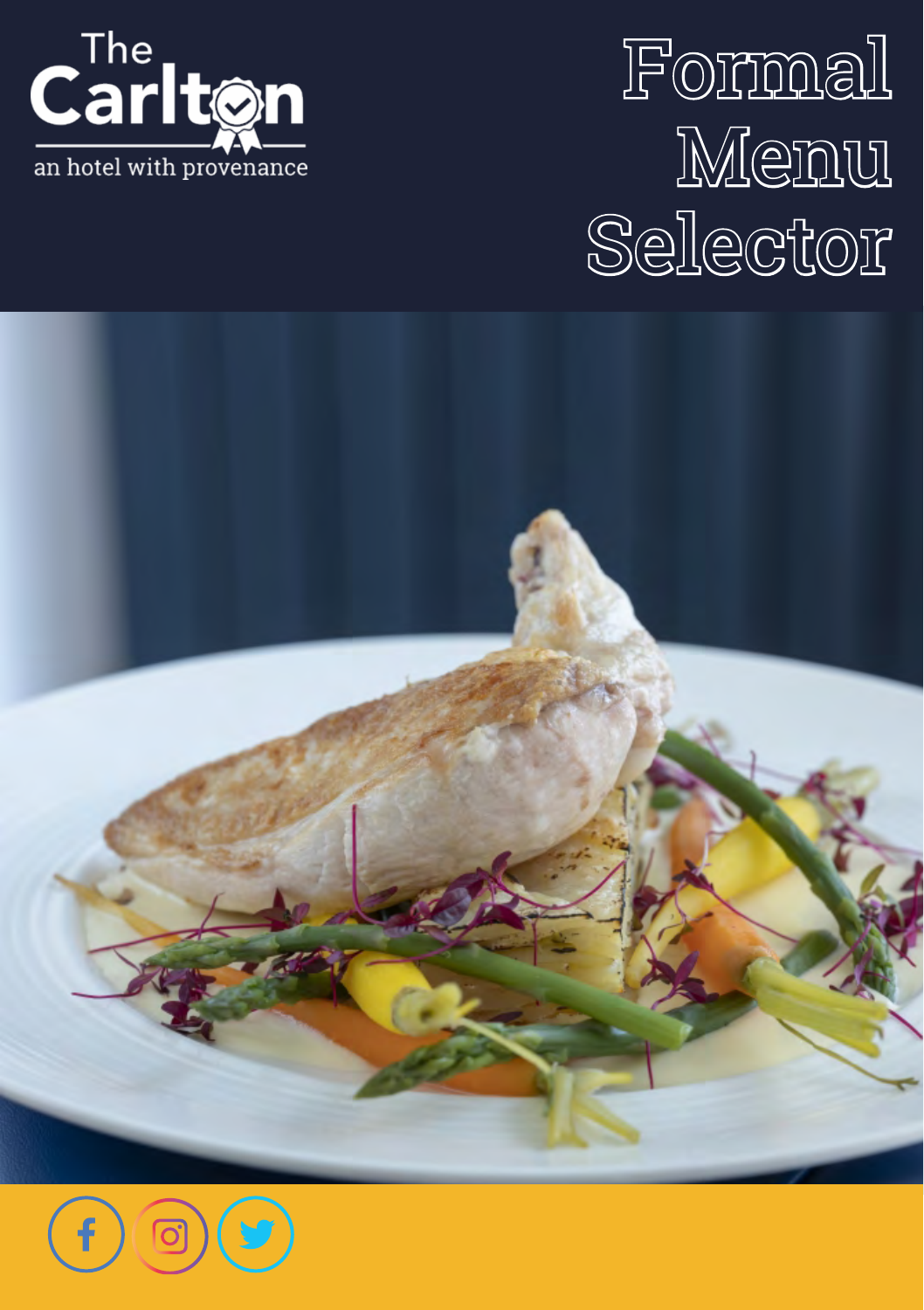The Carlton

an hotel with provenance

# Formal Menu Selector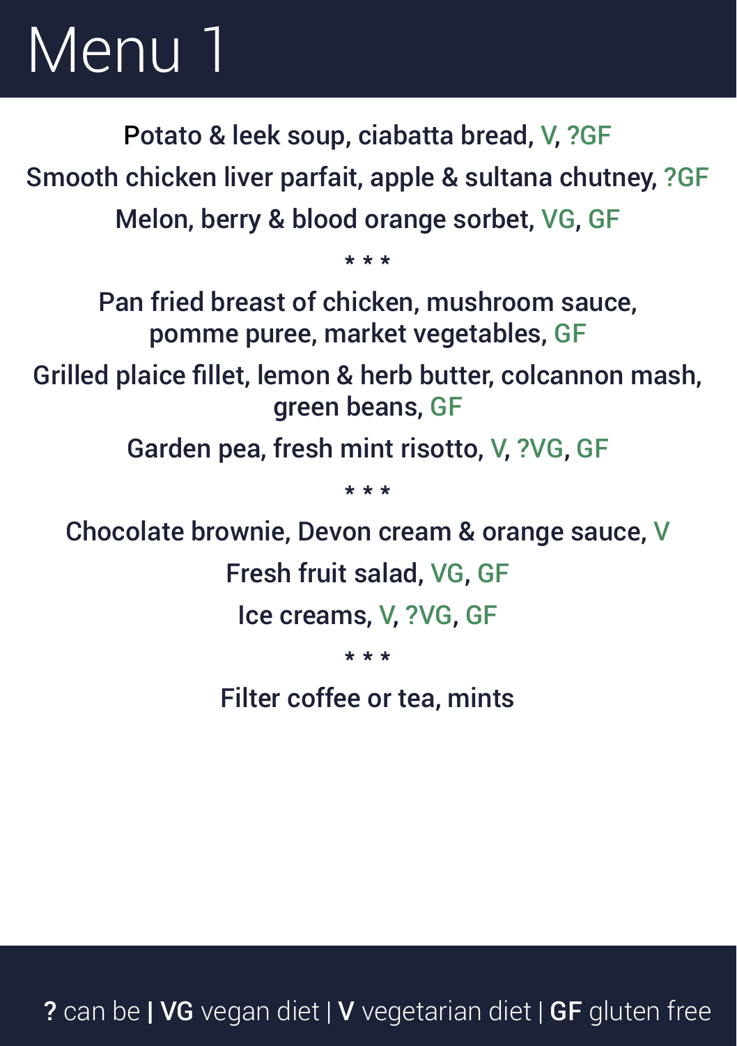# Menu 1

Potato & leek soup, ciabatta bread, V, ?GF

Smooth chicken liver parfait, apple & sultana chutney, ?GF

Melon, berry & blood orange sorbet, VG, GF

* * *

Pan fried breast of chicken, mushroom sauce, pomme puree, market vegetables, GF

Grilled plaice fillet, lemon & herb butter, colcannon mash, green beans, GF

Garden pea, fresh mint risotto, V, ?VG, GF

* * *

Chocolate brownie, Devon cream & orange sauce, V

Fresh fruit salad, VG, GF

Ice creams, V, ?VG, GF

* * *

Filter coffee or tea, mints

**?** can be **|** **VG** vegan diet | **V** vegetarian diet | **GF** gluten free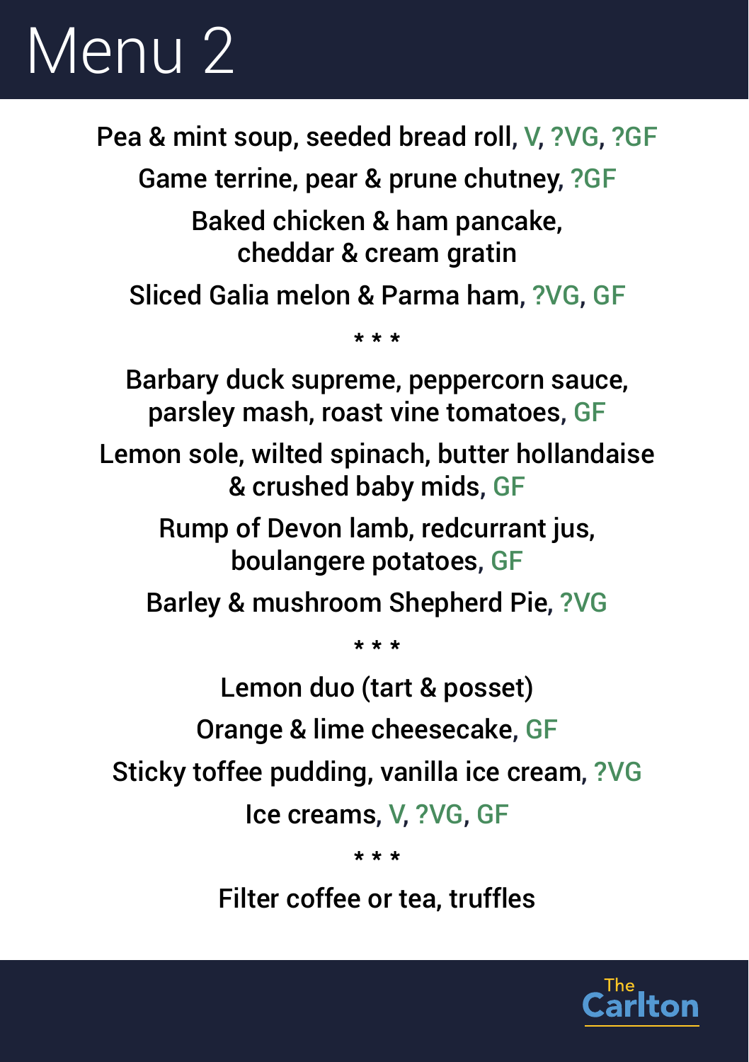# Menu 2

Pea & mint soup, seeded bread roll, V, ?VG, ?GF

Game terrine, pear & prune chutney, ?GF

Baked chicken & ham pancake,
cheddar & cream gratin

Sliced Galia melon & Parma ham, ?VG, GF

* * *

Barbary duck supreme, peppercorn sauce,
parsley mash, roast vine tomatoes, GF

Lemon sole, wilted spinach, butter hollandaise
& crushed baby mids, GF

Rump of Devon lamb, redcurrant jus,
boulangere potatoes, GF

Barley & mushroom Shepherd Pie, ?VG

* * *

Lemon duo (tart & posset)

Orange & lime cheesecake, GF

Sticky toffee pudding, vanilla ice cream, ?VG

Ice creams, V, ?VG, GF

* * *

Filter coffee or tea, truffles

The Carlton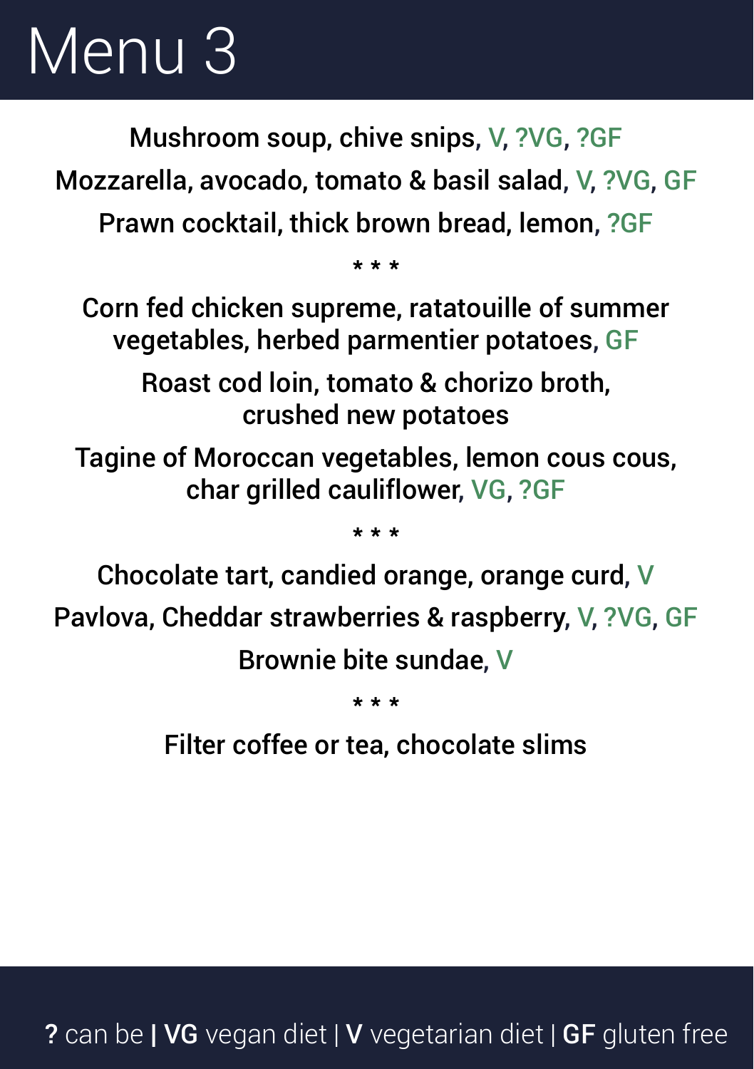# Menu 3

Mushroom soup, chive snips, V, ?VG, ?GF

Mozzarella, avocado, tomato & basil salad, V, ?VG, GF

Prawn cocktail, thick brown bread, lemon, ?GF

* * *

Corn fed chicken supreme, ratatouille of summer vegetables, herbed parmentier potatoes, GF

Roast cod loin, tomato & chorizo broth, crushed new potatoes

Tagine of Moroccan vegetables, lemon cous cous, char grilled cauliflower, VG, ?GF

* * *

Chocolate tart, candied orange, orange curd, V

Pavlova, Cheddar strawberries & raspberry, V, ?VG, GF

Brownie bite sundae, V

* * *

Filter coffee or tea, chocolate slims

**?** can be **|** **VG** vegan diet | **V** vegetarian diet | **GF** gluten free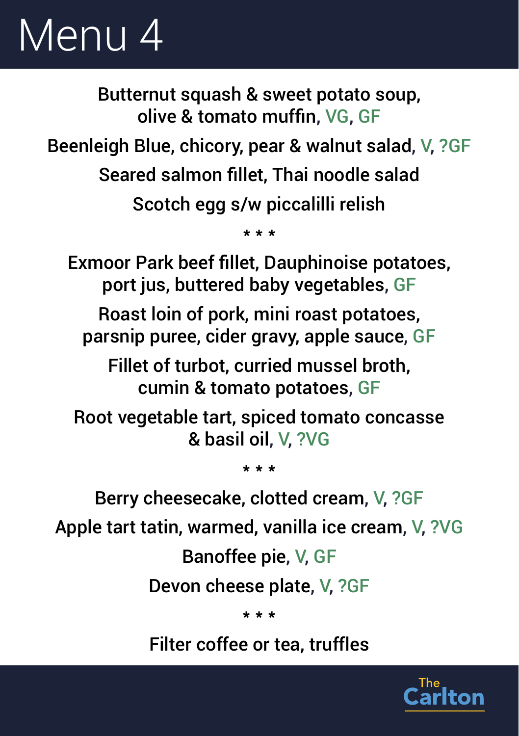# Menu 4

Butternut squash & sweet potato soup, olive & tomato muffin, VG, GF

Beenleigh Blue, chicory, pear & walnut salad, V, ?GF

Seared salmon fillet, Thai noodle salad

Scotch egg s/w piccalilli relish

* * *

Exmoor Park beef fillet, Dauphinoise potatoes, port jus, buttered baby vegetables, GF

Roast loin of pork, mini roast potatoes, parsnip puree, cider gravy, apple sauce, GF

Fillet of turbot, curried mussel broth, cumin & tomato potatoes, GF

Root vegetable tart, spiced tomato concasse & basil oil, V, ?VG

* * *

Berry cheesecake, clotted cream, V, ?GF

Apple tart tatin, warmed, vanilla ice cream, V, ?VG

Banoffee pie, V, GF

Devon cheese plate, V, ?GF

* * *

Filter coffee or tea, truffles

The Carlton